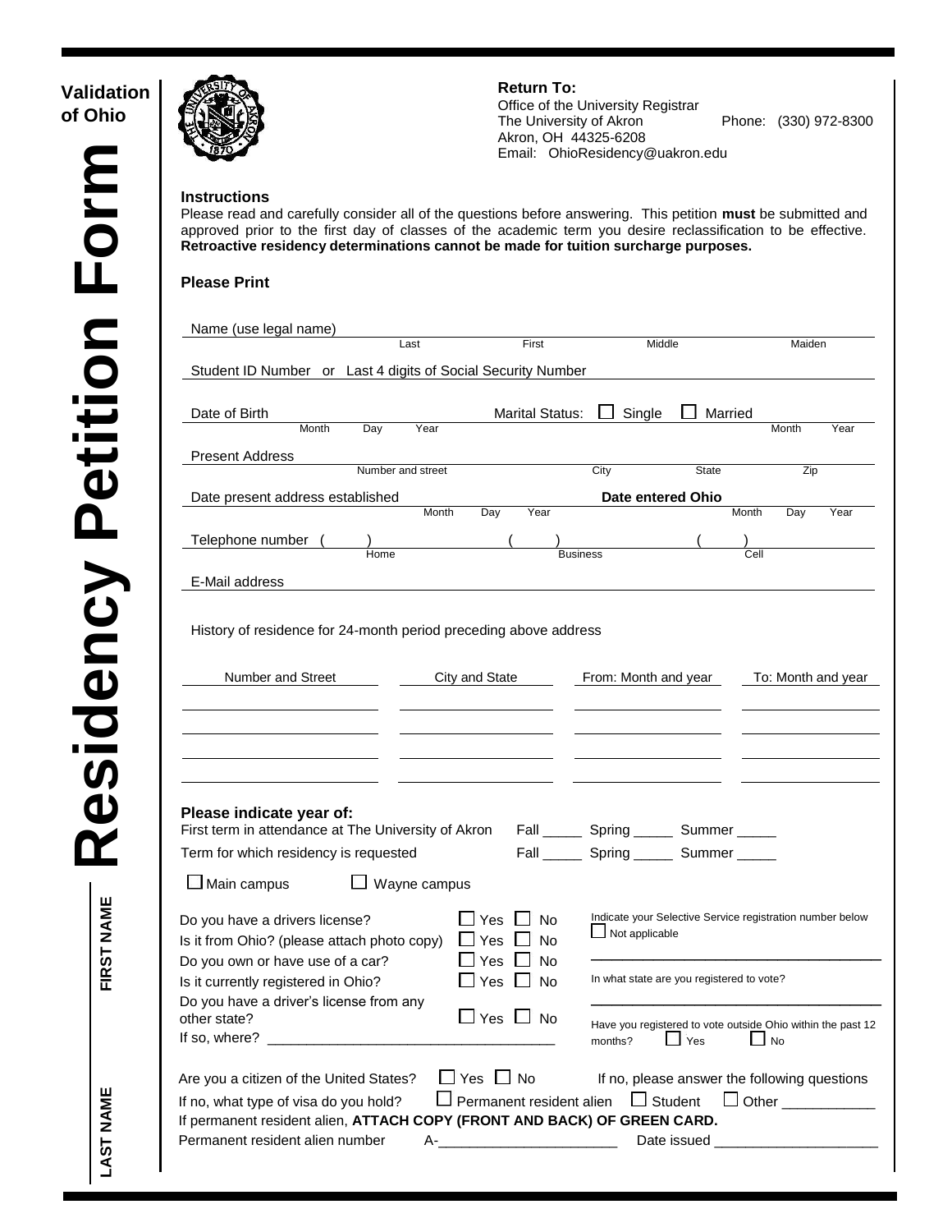# Validation of Ohio Residency Petition Form

**Return To:**
Office of the University Registrar
The University of Akron
Akron, OH 44325-6208
Phone: (330) 972-8300
Email: OhioResidency@uakron.edu

**Instructions**
Please read and carefully consider all of the questions before answering. This petition **must** be submitted and approved prior to the first day of classes of the academic term you desire reclassification to be effective. **Retroactive residency determinations cannot be made for tuition surcharge purposes.**

**Please Print**

Name (use legal name) ______________________
Last First Middle Maiden

Student ID Number or Last 4 digits of Social Security Number ______________________

Date of Birth ______________________ Marital Status: ☐ Single ☐ Married ______________________
Month Day Year Month Year

Present Address ______________________
Number and street City State Zip

Date present address established ______________________ **Date entered Ohio** ______________________
Month Day Year Month Day Year

Telephone number ( ) ( ) ( )
Home Business Cell

E-Mail address ______________________

History of residence for 24-month period preceding above address

| Number and Street | City and State | From: Month and year | To: Month and year |
|---|---|---|---|
| | | | |
| | | | |
| | | | |
| | | | |

**Please indicate year of:**
First term in attendance at The University of Akron Fall _____ Spring _____ Summer _____
Term for which residency is requested Fall _____ Spring _____ Summer _____

☐ Main campus ☐ Wayne campus

Do you have a drivers license? ☐ Yes ☐ No
Is it from Ohio? (please attach photo copy) ☐ Yes ☐ No
Do you own or have use of a car? ☐ Yes ☐ No
Is it currently registered in Ohio? ☐ Yes ☐ No
Do you have a driver's license from any other state? ☐ Yes ☐ No
If so, where? ______________________

Indicate your Selective Service registration number below
☐ Not applicable
______________________

In what state are you registered to vote?
______________________

Have you registered to vote outside Ohio within the past 12 months? ☐ Yes ☐ No

Are you a citizen of the United States? ☐ Yes ☐ No If no, please answer the following questions
If no, what type of visa do you hold? ☐ Permanent resident alien ☐ Student ☐ Other ____________
If permanent resident alien, **ATTACH COPY (FRONT AND BACK) OF GREEN CARD.**
Permanent resident alien number A-______________________ Date issued ______________________

LAST NAME ______________________ FIRST NAME ______________________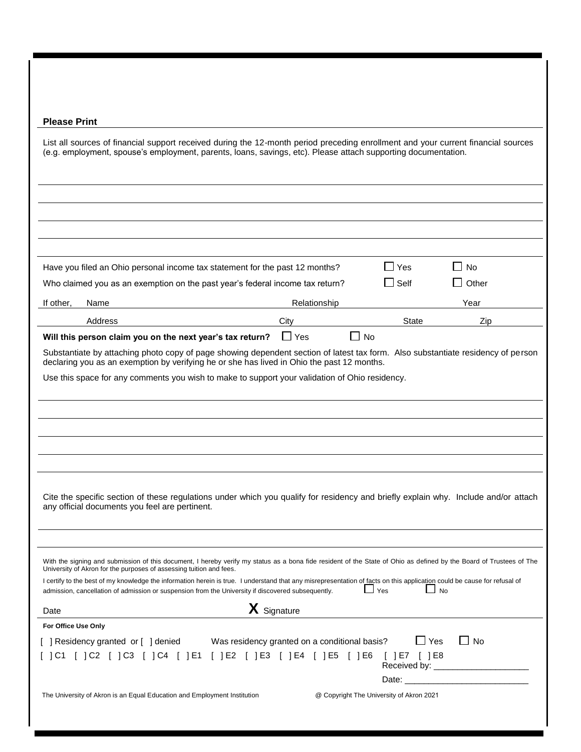**Please Print**

List all sources of financial support received during the 12-month period preceding enrollment and your current financial sources (e.g. employment, spouse's employment, parents, loans, savings, etc). Please attach supporting documentation.

Have you filed an Ohio personal income tax statement for the past 12 months? ☐ Yes ☐ No

Who claimed you as an exemption on the past year's federal income tax return? ☐ Self ☐ Other

If other, Name ______ Relationship ______ Year ______

Address ______ City ______ State ______ Zip ______

**Will this person claim you on the next year's tax return?** ☐ Yes ☐ No

Substantiate by attaching photo copy of page showing dependent section of latest tax form. Also substantiate residency of person declaring you as an exemption by verifying he or she has lived in Ohio the past 12 months.

Use this space for any comments you wish to make to support your validation of Ohio residency.

Cite the specific section of these regulations under which you qualify for residency and briefly explain why. Include and/or attach any official documents you feel are pertinent.

With the signing and submission of this document, I hereby verify my status as a bona fide resident of the State of Ohio as defined by the Board of Trustees of The University of Akron for the purposes of assessing tuition and fees.

I certify to the best of my knowledge the information herein is true. I understand that any misrepresentation of facts on this application could be cause for refusal of admission, cancellation of admission or suspension from the University if discovered subsequently. ☐ Yes ☐ No

Date ______ **X** Signature ______

**For Office Use Only**

[ ] Residency granted or [ ] denied Was residency granted on a conditional basis? ☐ Yes ☐ No

[ ] C1 [ ] C2 [ ] C3 [ ] C4 [ ] E1 [ ] E2 [ ] E3 [ ] E4 [ ] E5 [ ] E6 [ ] E7 [ ] E8

Received by: ____________________

Date: ____________________

The University of Akron is an Equal Education and Employment Institution @ Copyright The University of Akron 2021